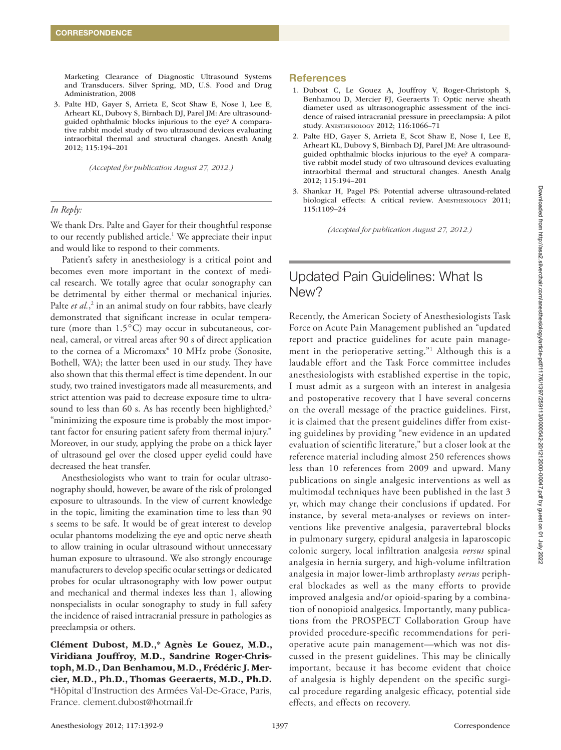Marketing Clearance of Diagnostic Ultrasound Systems and Transducers. Silver Spring, MD, U.S. Food and Drug Administration, 2008

3. Palte HD, Gayer S, Arrieta E, Scot Shaw E, Nose I, Lee E, Arheart KL, Dubovy S, Birnbach DJ, Parel JM: Are ultrasound-guided ophthalmic blocks injurious to the eye? A comparative rabbit model study of two ultrasound devices evaluating intraorbital thermal and structural changes. Anesth Analg 2012; 115:194–201

*(Accepted for publication August 27, 2012.)*

*In Reply:*

We thank Drs. Palte and Gayer for their thoughtful response to our recently published article.[1] We appreciate their input and would like to respond to their comments.

Patient's safety in anesthesiology is a critical point and becomes even more important in the context of medical research. We totally agree that ocular sonography can be detrimental by either thermal or mechanical injuries. Palte *et al.*,[2] in an animal study on four rabbits, have clearly demonstrated that significant increase in ocular temperature (more than 1.5°C) may occur in subcutaneous, corneal, cameral, or vitreal areas after 90 s of direct application to the cornea of a Micromaxx® 10 MHz probe (Sonosite, Bothell, WA); the latter been used in our study. They have also shown that this thermal effect is time dependent. In our study, two trained investigators made all measurements, and strict attention was paid to decrease exposure time to ultrasound to less than 60 s. As has recently been highlighted,[3] "minimizing the exposure time is probably the most important factor for ensuring patient safety from thermal injury." Moreover, in our study, applying the probe on a thick layer of ultrasound gel over the closed upper eyelid could have decreased the heat transfer.

Anesthesiologists who want to train for ocular ultrasonography should, however, be aware of the risk of prolonged exposure to ultrasounds. In the view of current knowledge in the topic, limiting the examination time to less than 90 s seems to be safe. It would be of great interest to develop ocular phantoms modelizing the eye and optic nerve sheath to allow training in ocular ultrasound without unnecessary human exposure to ultrasound. We also strongly encourage manufacturers to develop specific ocular settings or dedicated probes for ocular ultrasonography with low power output and mechanical and thermal indexes less than 1, allowing nonspecialists in ocular sonography to study in full safety the incidence of raised intracranial pressure in pathologies as preeclampsia or others.

**Clément Dubost, M.D.,\* Agnès Le Gouez, M.D., Viridiana Jouffroy, M.D., Sandrine Roger-Christoph, M.D., Dan Benhamou, M.D., Frédéric J. Mercier, M.D., Ph.D., Thomas Geeraerts, M.D., Ph.D.** \*Hôpital d'Instruction des Armées Val-De-Grace, Paris, France. clement.dubost@hotmail.fr

## References

1. Dubost C, Le Gouez A, Jouffroy V, Roger-Christoph S, Benhamou D, Mercier FJ, Geeraerts T: Optic nerve sheath diameter used as ultrasonographic assessment of the incidence of raised intracranial pressure in preeclampsia: A pilot study. Anesthesiology 2012; 116:1066–71
2. Palte HD, Gayer S, Arrieta E, Scot Shaw E, Nose I, Lee E, Arheart KL, Dubovy S, Birnbach DJ, Parel JM: Are ultrasound-guided ophthalmic blocks injurious to the eye? A comparative rabbit model study of two ultrasound devices evaluating intraorbital thermal and structural changes. Anesth Analg 2012; 115:194–201
3. Shankar H, Pagel PS: Potential adverse ultrasound-related biological effects: A critical review. Anesthesiology 2011; 115:1109–24

*(Accepted for publication August 27, 2012.)*

# Updated Pain Guidelines: What Is New?

Recently, the American Society of Anesthesiologists Task Force on Acute Pain Management published an "updated report and practice guidelines for acute pain management in the perioperative setting."[1] Although this is a laudable effort and the Task Force committee includes anesthesiologists with established expertise in the topic, I must admit as a surgeon with an interest in analgesia and postoperative recovery that I have several concerns on the overall message of the practice guidelines. First, it is claimed that the present guidelines differ from existing guidelines by providing "new evidence in an updated evaluation of scientific literature," but a closer look at the reference material including almost 250 references shows less than 10 references from 2009 and upward. Many publications on single analgesic interventions as well as multimodal techniques have been published in the last 3 yr, which may change their conclusions if updated. For instance, by several meta-analyses or reviews on interventions like preventive analgesia, paravertebral blocks in pulmonary surgery, epidural analgesia in laparoscopic colonic surgery, local infiltration analgesia *versus* spinal analgesia in hernia surgery, and high-volume infiltration analgesia in major lower-limb arthroplasty *versus* peripheral blockades as well as the many efforts to provide improved analgesia and/or opioid-sparing by a combination of nonopioid analgesics. Importantly, many publications from the PROSPECT Collaboration Group have provided procedure-specific recommendations for perioperative acute pain management—which was not discussed in the present guidelines. This may be clinically important, because it has become evident that choice of analgesia is highly dependent on the specific surgical procedure regarding analgesic efficacy, potential side effects, and effects on recovery.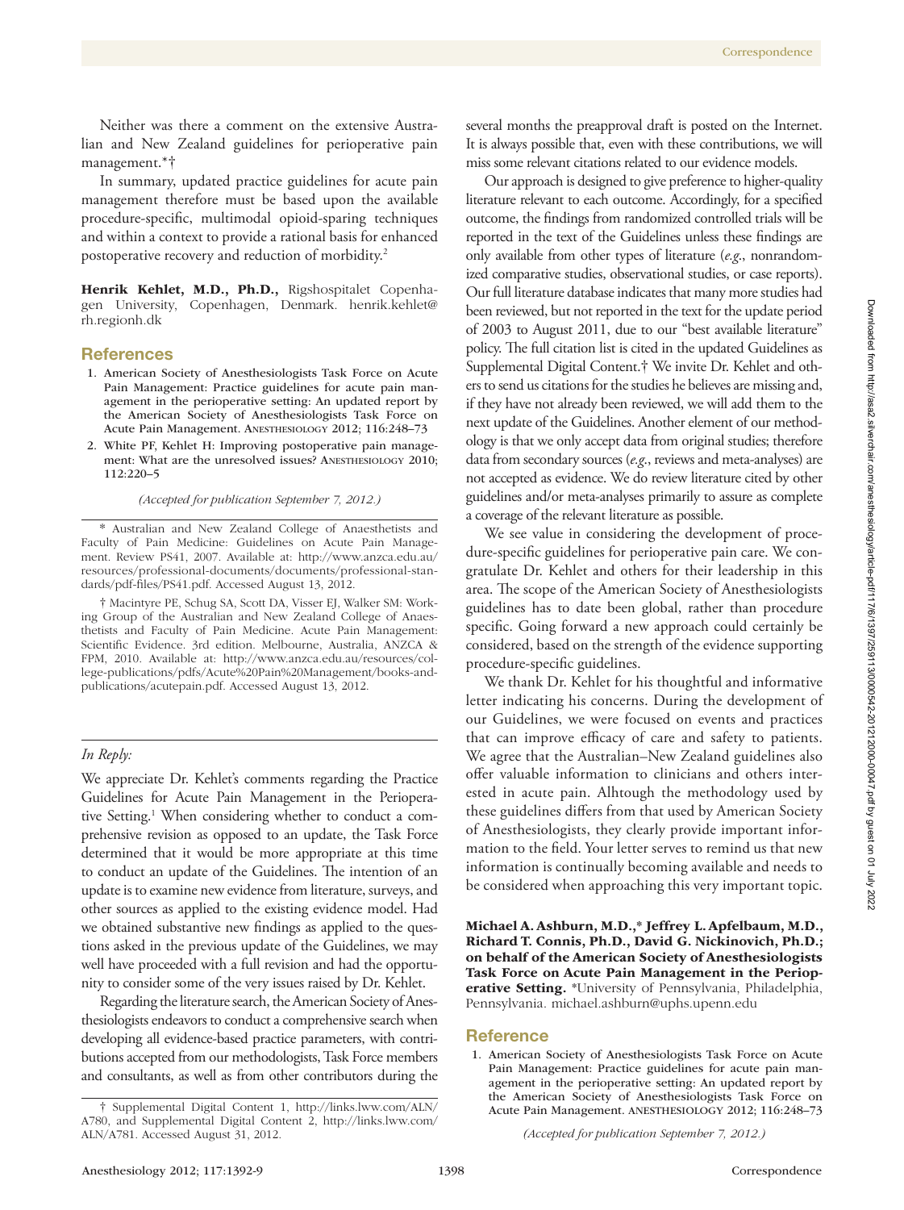Neither was there a comment on the extensive Australian and New Zealand guidelines for perioperative pain management.*†

In summary, updated practice guidelines for acute pain management therefore must be based upon the available procedure-specific, multimodal opioid-sparing techniques and within a context to provide a rational basis for enhanced postoperative recovery and reduction of morbidity.[2]

**Henrik Kehlet, M.D., Ph.D.,** Rigshospitalet Copenhagen University, Copenhagen, Denmark. henrik.kehlet@rh.regionh.dk

## References

1. American Society of Anesthesiologists Task Force on Acute Pain Management: Practice guidelines for acute pain management in the perioperative setting: An updated report by the American Society of Anesthesiologists Task Force on Acute Pain Management. ANESTHESIOLOGY 2012; 116:248–73
2. White PF, Kehlet H: Improving postoperative pain management: What are the unresolved issues? ANESTHESIOLOGY 2010; 112:220–5

*(Accepted for publication September 7, 2012.)*

\* Australian and New Zealand College of Anaesthetists and Faculty of Pain Medicine: Guidelines on Acute Pain Management. Review PS41, 2007. Available at: http://www.anzca.edu.au/resources/professional-documents/documents/professional-standards/pdf-files/PS41.pdf. Accessed August 13, 2012.

† Macintyre PE, Schug SA, Scott DA, Visser EJ, Walker SM: Working Group of the Australian and New Zealand College of Anaesthetists and Faculty of Pain Medicine. Acute Pain Management: Scientific Evidence. 3rd edition. Melbourne, Australia, ANZCA & FPM, 2010. Available at: http://www.anzca.edu.au/resources/college-publications/pdfs/Acute%20Pain%20Management/books-and-publications/acutepain.pdf. Accessed August 13, 2012.

*In Reply:*

We appreciate Dr. Kehlet's comments regarding the Practice Guidelines for Acute Pain Management in the Perioperative Setting.[1] When considering whether to conduct a comprehensive revision as opposed to an update, the Task Force determined that it would be more appropriate at this time to conduct an update of the Guidelines. The intention of an update is to examine new evidence from literature, surveys, and other sources as applied to the existing evidence model. Had we obtained substantive new findings as applied to the questions asked in the previous update of the Guidelines, we may well have proceeded with a full revision and had the opportunity to consider some of the very issues raised by Dr. Kehlet.

Regarding the literature search, the American Society of Anesthesiologists endeavors to conduct a comprehensive search when developing all evidence-based practice parameters, with contributions accepted from our methodologists, Task Force members and consultants, as well as from other contributors during the several months the preapproval draft is posted on the Internet. It is always possible that, even with these contributions, we will miss some relevant citations related to our evidence models.

Our approach is designed to give preference to higher-quality literature relevant to each outcome. Accordingly, for a specified outcome, the findings from randomized controlled trials will be reported in the text of the Guidelines unless these findings are only available from other types of literature (*e.g.*, nonrandomized comparative studies, observational studies, or case reports). Our full literature database indicates that many more studies had been reviewed, but not reported in the text for the update period of 2003 to August 2011, due to our "best available literature" policy. The full citation list is cited in the updated Guidelines as Supplemental Digital Content.† We invite Dr. Kehlet and others to send us citations for the studies he believes are missing and, if they have not already been reviewed, we will add them to the next update of the Guidelines. Another element of our methodology is that we only accept data from original studies; therefore data from secondary sources (*e.g.*, reviews and meta-analyses) are not accepted as evidence. We do review literature cited by other guidelines and/or meta-analyses primarily to assure as complete a coverage of the relevant literature as possible.

We see value in considering the development of procedure-specific guidelines for perioperative pain care. We congratulate Dr. Kehlet and others for their leadership in this area. The scope of the American Society of Anesthesiologists guidelines has to date been global, rather than procedure specific. Going forward a new approach could certainly be considered, based on the strength of the evidence supporting procedure-specific guidelines.

We thank Dr. Kehlet for his thoughtful and informative letter indicating his concerns. During the development of our Guidelines, we were focused on events and practices that can improve efficacy of care and safety to patients. We agree that the Australian–New Zealand guidelines also offer valuable information to clinicians and others interested in acute pain. Alhtough the methodology used by these guidelines differs from that used by American Society of Anesthesiologists, they clearly provide important information to the field. Your letter serves to remind us that new information is continually becoming available and needs to be considered when approaching this very important topic.

**Michael A. Ashburn, M.D.,\* Jeffrey L. Apfelbaum, M.D., Richard T. Connis, Ph.D., David G. Nickinovich, Ph.D.; on behalf of the American Society of Anesthesiologists Task Force on Acute Pain Management in the Perioperative Setting.** \*University of Pennsylvania, Philadelphia, Pennsylvania. michael.ashburn@uphs.upenn.edu

## Reference

1. American Society of Anesthesiologists Task Force on Acute Pain Management: Practice guidelines for acute pain management in the perioperative setting: An updated report by the American Society of Anesthesiologists Task Force on Acute Pain Management. ANESTHESIOLOGY 2012; 116:248–73

*(Accepted for publication September 7, 2012.)*

† Supplemental Digital Content 1, http://links.lww.com/ALN/A780, and Supplemental Digital Content 2, http://links.lww.com/ALN/A781. Accessed August 31, 2012.